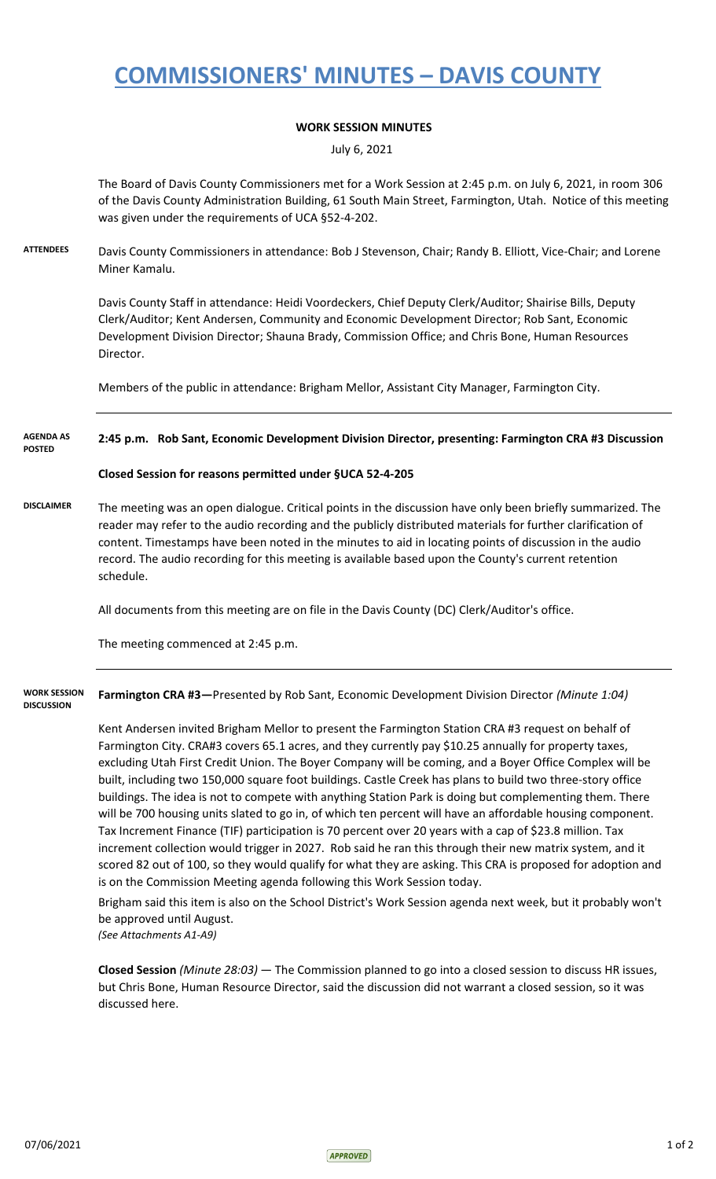# COMMISSIONERS' MINUTES – DAVIS COUNTY

**WORK SESSION MINUTES**

July 6, 2021

The Board of Davis County Commissioners met for a Work Session at 2:45 p.m. on July 6, 2021, in room 306 of the Davis County Administration Building, 61 South Main Street, Farmington, Utah. Notice of this meeting was given under the requirements of UCA §52-4-202.

**ATTENDEES**

Davis County Commissioners in attendance: Bob J Stevenson, Chair; Randy B. Elliott, Vice-Chair; and Lorene Miner Kamalu.

Davis County Staff in attendance: Heidi Voordeckers, Chief Deputy Clerk/Auditor; Shairise Bills, Deputy Clerk/Auditor; Kent Andersen, Community and Economic Development Director; Rob Sant, Economic Development Division Director; Shauna Brady, Commission Office; and Chris Bone, Human Resources Director.

Members of the public in attendance: Brigham Mellor, Assistant City Manager, Farmington City.

**AGENDA AS POSTED**

**2:45 p.m. Rob Sant, Economic Development Division Director, presenting: Farmington CRA #3 Discussion**

**Closed Session for reasons permitted under §UCA 52-4-205**

**DISCLAIMER**

The meeting was an open dialogue. Critical points in the discussion have only been briefly summarized. The reader may refer to the audio recording and the publicly distributed materials for further clarification of content. Timestamps have been noted in the minutes to aid in locating points of discussion in the audio record. The audio recording for this meeting is available based upon the County's current retention schedule.

All documents from this meeting are on file in the Davis County (DC) Clerk/Auditor's office.

The meeting commenced at 2:45 p.m.

**WORK SESSION DISCUSSION**

**Farmington CRA #3—**Presented by Rob Sant, Economic Development Division Director *(Minute 1:04)*

Kent Andersen invited Brigham Mellor to present the Farmington Station CRA #3 request on behalf of Farmington City. CRA#3 covers 65.1 acres, and they currently pay $10.25 annually for property taxes, excluding Utah First Credit Union. The Boyer Company will be coming, and a Boyer Office Complex will be built, including two 150,000 square foot buildings. Castle Creek has plans to build two three-story office buildings. The idea is not to compete with anything Station Park is doing but complementing them. There will be 700 housing units slated to go in, of which ten percent will have an affordable housing component. Tax Increment Finance (TIF) participation is 70 percent over 20 years with a cap of $23.8 million. Tax increment collection would trigger in 2027. Rob said he ran this through their new matrix system, and it scored 82 out of 100, so they would qualify for what they are asking. This CRA is proposed for adoption and is on the Commission Meeting agenda following this Work Session today.

Brigham said this item is also on the School District's Work Session agenda next week, but it probably won't be approved until August.
*(See Attachments A1-A9)*

**Closed Session** *(Minute 28:03)* — The Commission planned to go into a closed session to discuss HR issues, but Chris Bone, Human Resource Director, said the discussion did not warrant a closed session, so it was discussed here.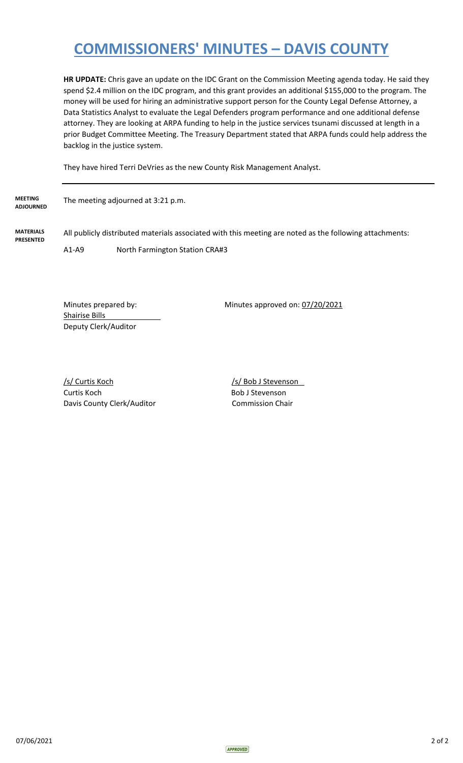# COMMISSIONERS' MINUTES – DAVIS COUNTY

**HR UPDATE:** Chris gave an update on the IDC Grant on the Commission Meeting agenda today. He said they spend $2.4 million on the IDC program, and this grant provides an additional $155,000 to the program. The money will be used for hiring an administrative support person for the County Legal Defense Attorney, a Data Statistics Analyst to evaluate the Legal Defenders program performance and one additional defense attorney. They are looking at ARPA funding to help in the justice services tsunami discussed at length in a prior Budget Committee Meeting. The Treasury Department stated that ARPA funds could help address the backlog in the justice system.

They have hired Terri DeVries as the new County Risk Management Analyst.

---

**MEETING ADJOURNED** The meeting adjourned at 3:21 p.m.

**MATERIALS PRESENTED** All publicly distributed materials associated with this meeting are noted as the following attachments:

A1-A9 North Farmington Station CRA#3

Minutes prepared by: Shairise Bills
Deputy Clerk/Auditor

Minutes approved on: 07/20/2021

/s/ Curtis Koch
Curtis Koch
Davis County Clerk/Auditor

/s/ Bob J Stevenson
Bob J Stevenson
Commission Chair

07/06/2021

APPROVED